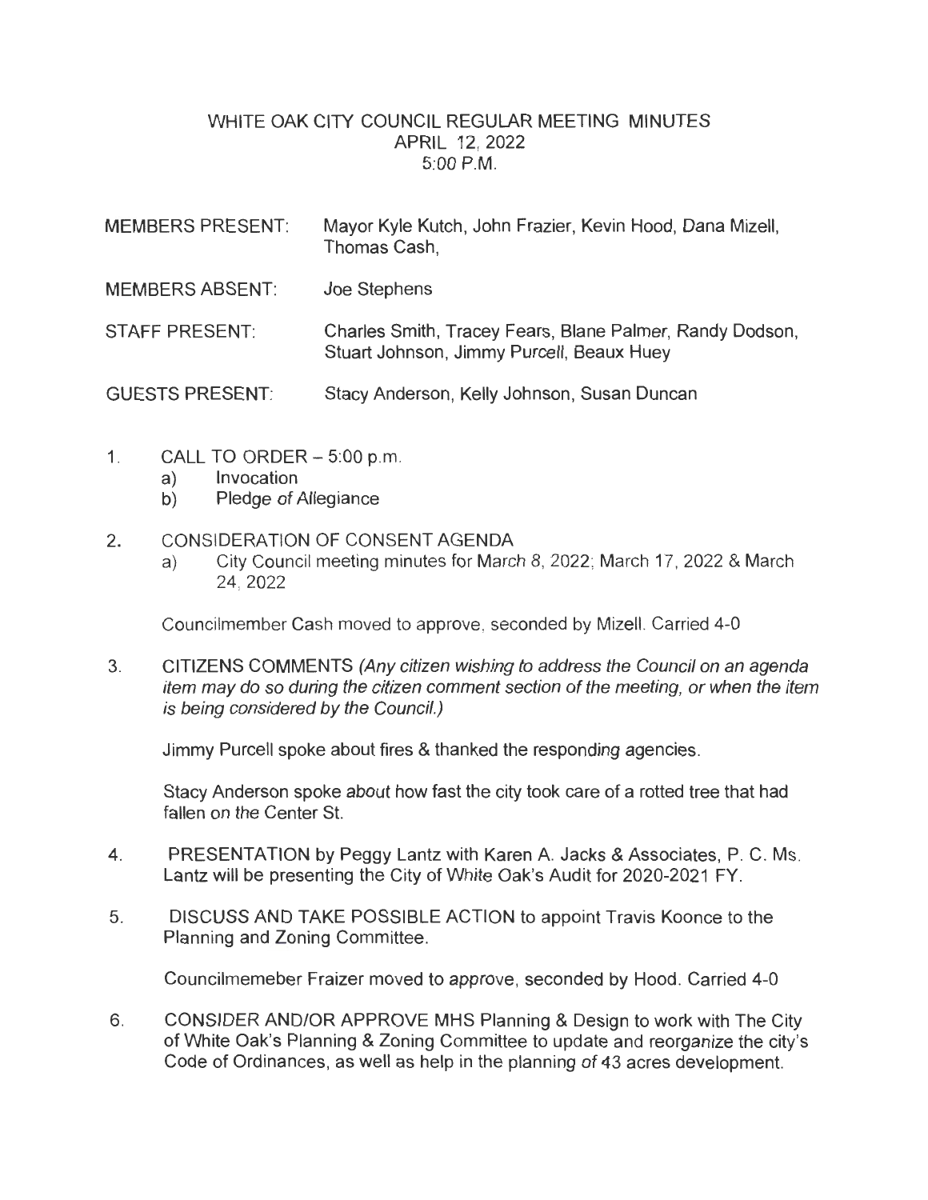# WHITE OAK CITY COUNCIL REGULAR MEETING MINUTES
## APRIL 12, 2022
## 5:00 P.M.

MEMBERS PRESENT: Mayor Kyle Kutch, John Frazier, Kevin Hood, Dana Mizell, Thomas Cash,

MEMBERS ABSENT: Joe Stephens

STAFF PRESENT: Charles Smith, Tracey Fears, Blane Palmer, Randy Dodson, Stuart Johnson, Jimmy Purcell, Beaux Huey

GUESTS PRESENT: Stacy Anderson, Kelly Johnson, Susan Duncan

1. CALL TO ORDER – 5:00 p.m.
   a) Invocation
   b) Pledge of Allegiance

2. CONSIDERATION OF CONSENT AGENDA
   a) City Council meeting minutes for March 8, 2022; March 17, 2022 & March 24, 2022

   Councilmember Cash moved to approve, seconded by Mizell. Carried 4-0

3. CITIZENS COMMENTS *(Any citizen wishing to address the Council on an agenda item may do so during the citizen comment section of the meeting, or when the item is being considered by the Council.)*

   Jimmy Purcell spoke about fires & thanked the responding agencies.

   Stacy Anderson spoke about how fast the city took care of a rotted tree that had fallen on the Center St.

4. PRESENTATION by Peggy Lantz with Karen A. Jacks & Associates, P. C. Ms. Lantz will be presenting the City of White Oak's Audit for 2020-2021 FY.

5. DISCUSS AND TAKE POSSIBLE ACTION to appoint Travis Koonce to the Planning and Zoning Committee.

   Councilmemeber Fraizer moved to approve, seconded by Hood. Carried 4-0

6. CONSIDER AND/OR APPROVE MHS Planning & Design to work with The City of White Oak's Planning & Zoning Committee to update and reorganize the city's Code of Ordinances, as well as help in the planning of 43 acres development.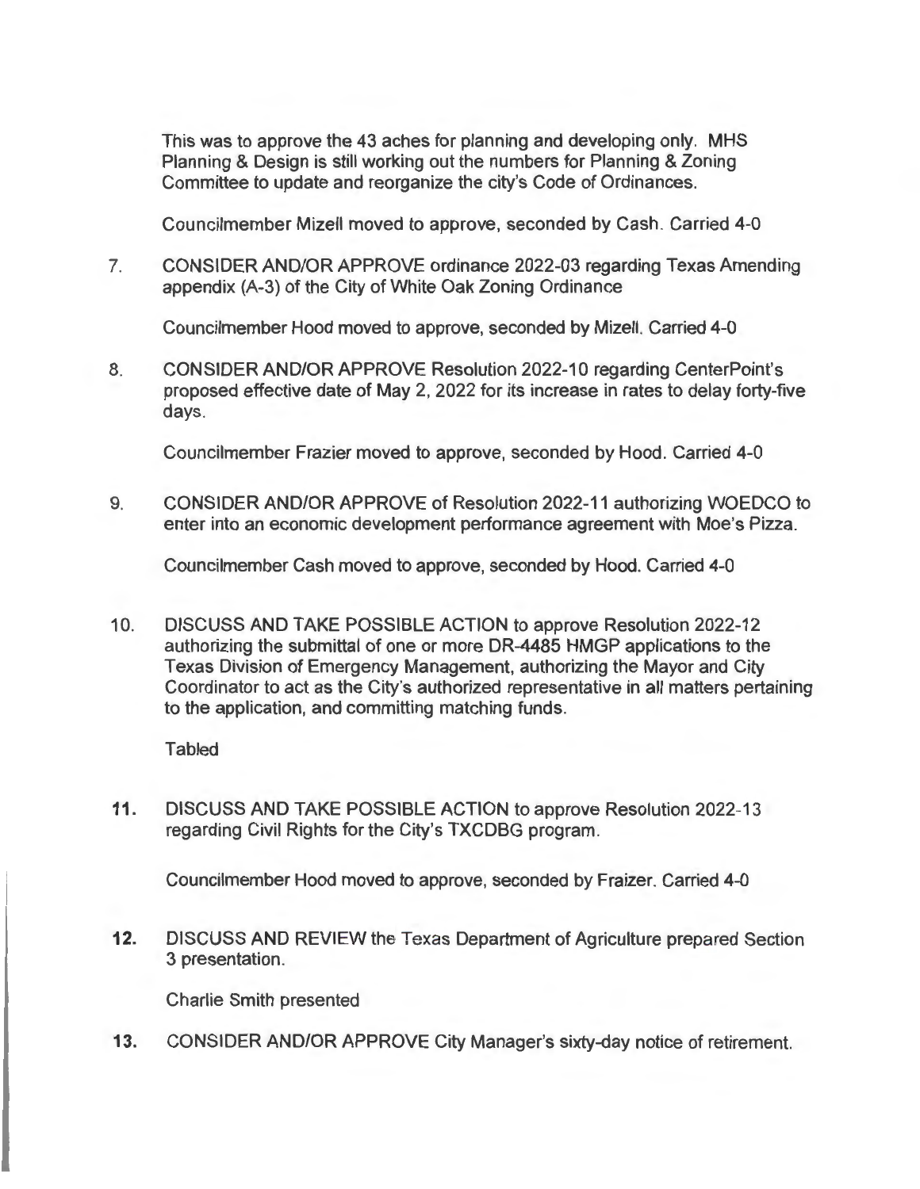This was to approve the 43 aches for planning and developing only. MHS Planning & Design is still working out the numbers for Planning & Zoning Committee to update and reorganize the city's Code of Ordinances.

Councilmember Mizell moved to approve, seconded by Cash. Carried 4-0

7. CONSIDER AND/OR APPROVE ordinance 2022-03 regarding Texas Amending appendix (A-3) of the City of White Oak Zoning Ordinance

   Councilmember Hood moved to approve, seconded by Mizell. Carried 4-0

8. CONSIDER AND/OR APPROVE Resolution 2022-10 regarding CenterPoint's proposed effective date of May 2, 2022 for its increase in rates to delay forty-five days.

   Councilmember Frazier moved to approve, seconded by Hood. Carried 4-0

9. CONSIDER AND/OR APPROVE of Resolution 2022-11 authorizing WOEDCO to enter into an economic development performance agreement with Moe's Pizza.

   Councilmember Cash moved to approve, seconded by Hood. Carried 4-0

10. DISCUSS AND TAKE POSSIBLE ACTION to approve Resolution 2022-12 authorizing the submittal of one or more DR-4485 HMGP applications to the Texas Division of Emergency Management, authorizing the Mayor and City Coordinator to act as the City's authorized representative in all matters pertaining to the application, and committing matching funds.

    Tabled

11. DISCUSS AND TAKE POSSIBLE ACTION to approve Resolution 2022-13 regarding Civil Rights for the City's TXCDBG program.

    Councilmember Hood moved to approve, seconded by Fraizer. Carried 4-0

12. DISCUSS AND REVIEW the Texas Department of Agriculture prepared Section 3 presentation.

    Charlie Smith presented

13. CONSIDER AND/OR APPROVE City Manager's sixty-day notice of retirement.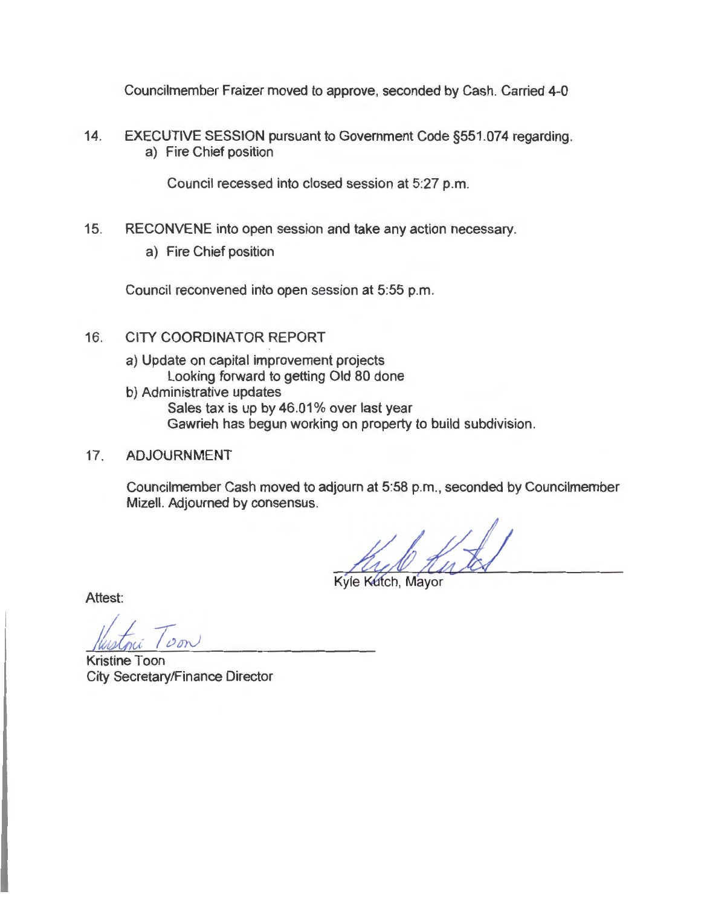Councilmember Fraizer moved to approve, seconded by Cash. Carried 4-0

14. EXECUTIVE SESSION pursuant to Government Code §551.074 regarding.
    a) Fire Chief position

    Council recessed into closed session at 5:27 p.m.

15. RECONVENE into open session and take any action necessary.
    a) Fire Chief position

    Council reconvened into open session at 5:55 p.m.

16. CITY COORDINATOR REPORT
    a) Update on capital improvement projects
       Looking forward to getting Old 80 done
    b) Administrative updates
       Sales tax is up by 46.01% over last year
       Gawrieh has begun working on property to build subdivision.

17. ADJOURNMENT

    Councilmember Cash moved to adjourn at 5:58 p.m., seconded by Councilmember Mizell. Adjourned by consensus.

Kyle Kutch, Mayor

Attest:

Kristine Toon
City Secretary/Finance Director